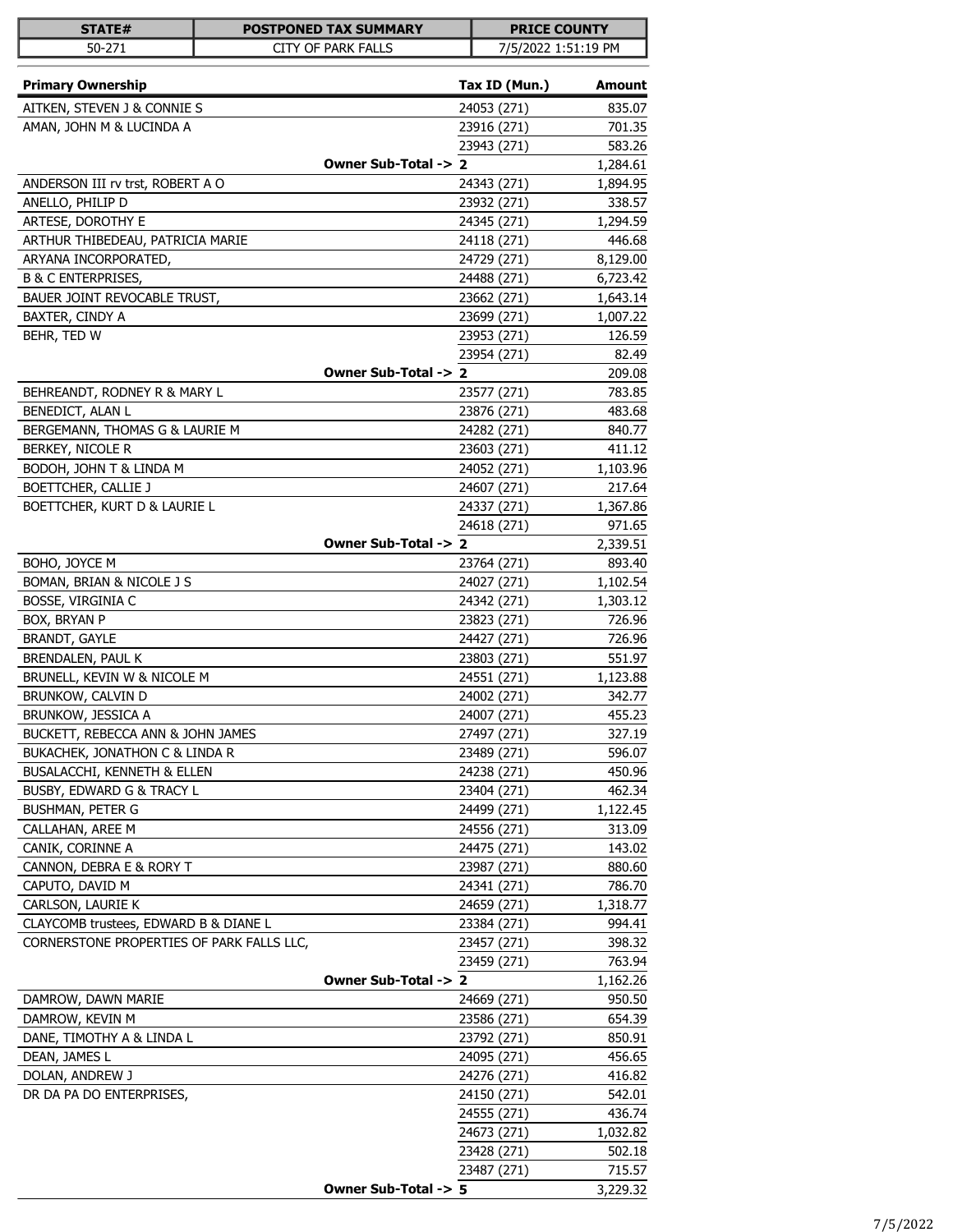| STATE# | POSTPONED TAX SUMMARY | PRICE COUNTY |
|---|---|---|
| 50-271 | CITY OF PARK FALLS | 7/5/2022 1:51:19 PM |

| Primary Ownership | Tax ID (Mun.) | Amount |
|---|---|---|
| AITKEN, STEVEN J & CONNIE S | 24053 (271) | 835.07 |
| AMAN, JOHN M & LUCINDA A | 23916 (271) | 701.35 |
| | 23943 (271) | 583.26 |
| **Owner Sub-Total ->** | **2** | 1,284.61 |
| ANDERSON III rv trst, ROBERT A O | 24343 (271) | 1,894.95 |
| ANELLO, PHILIP D | 23932 (271) | 338.57 |
| ARTESE, DOROTHY E | 24345 (271) | 1,294.59 |
| ARTHUR THIBEDEAU, PATRICIA MARIE | 24118 (271) | 446.68 |
| ARYANA INCORPORATED, | 24729 (271) | 8,129.00 |
| B & C ENTERPRISES, | 24488 (271) | 6,723.42 |
| BAUER JOINT REVOCABLE TRUST, | 23662 (271) | 1,643.14 |
| BAXTER, CINDY A | 23699 (271) | 1,007.22 |
| BEHR, TED W | 23953 (271) | 126.59 |
| | 23954 (271) | 82.49 |
| **Owner Sub-Total ->** | **2** | 209.08 |
| BEHREANDT, RODNEY R & MARY L | 23577 (271) | 783.85 |
| BENEDICT, ALAN L | 23876 (271) | 483.68 |
| BERGEMANN, THOMAS G & LAURIE M | 24282 (271) | 840.77 |
| BERKEY, NICOLE R | 23603 (271) | 411.12 |
| BODOH, JOHN T & LINDA M | 24052 (271) | 1,103.96 |
| BOETTCHER, CALLIE J | 24607 (271) | 217.64 |
| BOETTCHER, KURT D & LAURIE L | 24337 (271) | 1,367.86 |
| | 24618 (271) | 971.65 |
| **Owner Sub-Total ->** | **2** | 2,339.51 |
| BOHO, JOYCE M | 23764 (271) | 893.40 |
| BOMAN, BRIAN & NICOLE J S | 24027 (271) | 1,102.54 |
| BOSSE, VIRGINIA C | 24342 (271) | 1,303.12 |
| BOX, BRYAN P | 23823 (271) | 726.96 |
| BRANDT, GAYLE | 24427 (271) | 726.96 |
| BRENDALEN, PAUL K | 23803 (271) | 551.97 |
| BRUNELL, KEVIN W & NICOLE M | 24551 (271) | 1,123.88 |
| BRUNKOW, CALVIN D | 24002 (271) | 342.77 |
| BRUNKOW, JESSICA A | 24007 (271) | 455.23 |
| BUCKETT, REBECCA ANN & JOHN JAMES | 27497 (271) | 327.19 |
| BUKACHEK, JONATHON C & LINDA R | 23489 (271) | 596.07 |
| BUSALACCHI, KENNETH & ELLEN | 24238 (271) | 450.96 |
| BUSBY, EDWARD G & TRACY L | 23404 (271) | 462.34 |
| BUSHMAN, PETER G | 24499 (271) | 1,122.45 |
| CALLAHAN, AREE M | 24556 (271) | 313.09 |
| CANIK, CORINNE A | 24475 (271) | 143.02 |
| CANNON, DEBRA E & RORY T | 23987 (271) | 880.60 |
| CAPUTO, DAVID M | 24341 (271) | 786.70 |
| CARLSON, LAURIE K | 24659 (271) | 1,318.77 |
| CLAYCOMB trustees, EDWARD B & DIANE L | 23384 (271) | 994.41 |
| CORNERSTONE PROPERTIES OF PARK FALLS LLC, | 23457 (271) | 398.32 |
| | 23459 (271) | 763.94 |
| **Owner Sub-Total ->** | **2** | 1,162.26 |
| DAMROW, DAWN MARIE | 24669 (271) | 950.50 |
| DAMROW, KEVIN M | 23586 (271) | 654.39 |
| DANE, TIMOTHY A & LINDA L | 23792 (271) | 850.91 |
| DEAN, JAMES L | 24095 (271) | 456.65 |
| DOLAN, ANDREW J | 24276 (271) | 416.82 |
| DR DA PA DO ENTERPRISES, | 24150 (271) | 542.01 |
| | 24555 (271) | 436.74 |
| | 24673 (271) | 1,032.82 |
| | 23428 (271) | 502.18 |
| | 23487 (271) | 715.57 |
| **Owner Sub-Total ->** | **5** | 3,229.32 |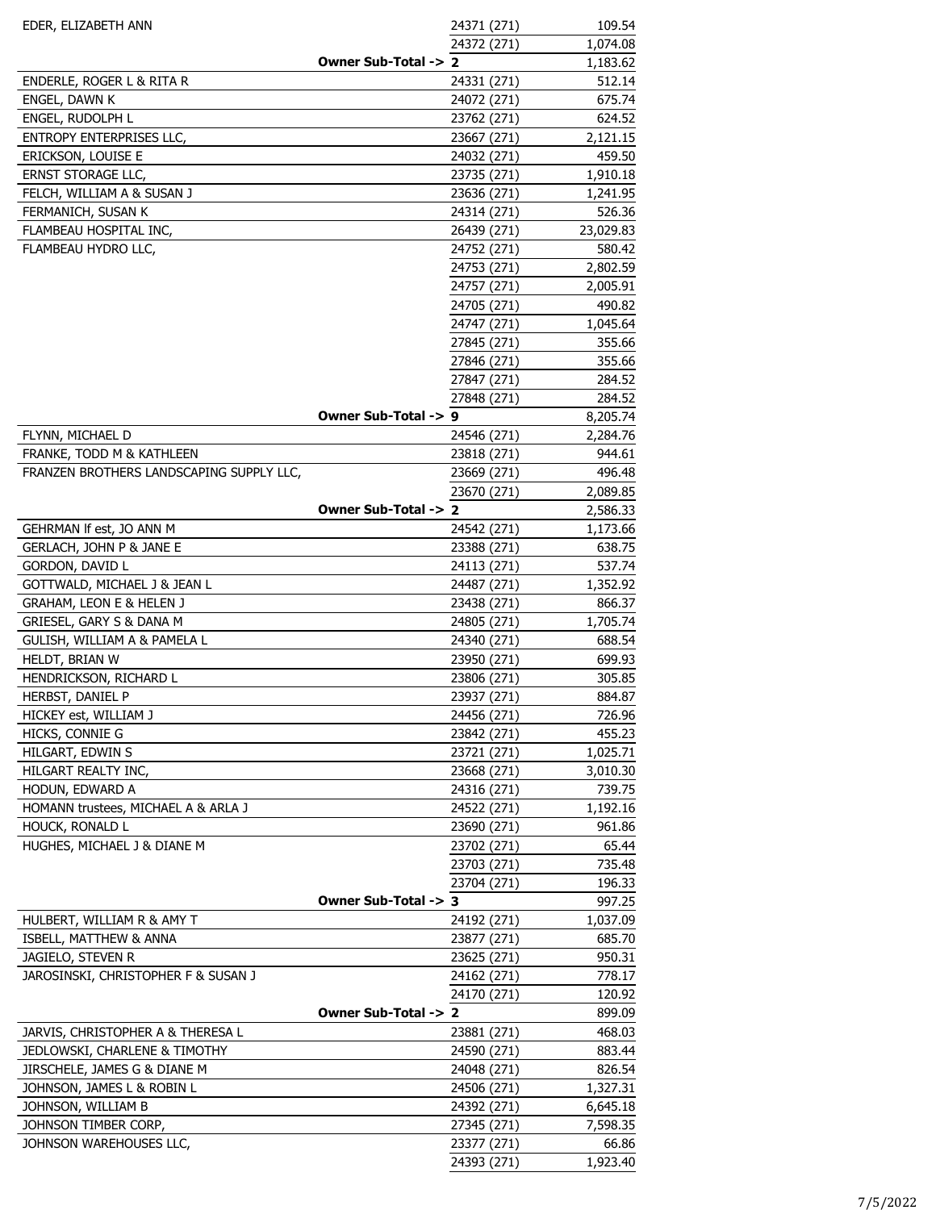| | | |
|---|---|---|
| EDER, ELIZABETH ANN | 24371 (271) | 109.54 |
| | 24372 (271) | 1,074.08 |
| **Owner Sub-Total ->** | **2** | 1,183.62 |
| ENDERLE, ROGER L & RITA R | 24331 (271) | 512.14 |
| ENGEL, DAWN K | 24072 (271) | 675.74 |
| ENGEL, RUDOLPH L | 23762 (271) | 624.52 |
| ENTROPY ENTERPRISES LLC, | 23667 (271) | 2,121.15 |
| ERICKSON, LOUISE E | 24032 (271) | 459.50 |
| ERNST STORAGE LLC, | 23735 (271) | 1,910.18 |
| FELCH, WILLIAM A & SUSAN J | 23636 (271) | 1,241.95 |
| FERMANICH, SUSAN K | 24314 (271) | 526.36 |
| FLAMBEAU HOSPITAL INC, | 26439 (271) | 23,029.83 |
| FLAMBEAU HYDRO LLC, | 24752 (271) | 580.42 |
| | 24753 (271) | 2,802.59 |
| | 24757 (271) | 2,005.91 |
| | 24705 (271) | 490.82 |
| | 24747 (271) | 1,045.64 |
| | 27845 (271) | 355.66 |
| | 27846 (271) | 355.66 |
| | 27847 (271) | 284.52 |
| | 27848 (271) | 284.52 |
| **Owner Sub-Total ->** | **9** | 8,205.74 |
| FLYNN, MICHAEL D | 24546 (271) | 2,284.76 |
| FRANKE, TODD M & KATHLEEN | 23818 (271) | 944.61 |
| FRANZEN BROTHERS LANDSCAPING SUPPLY LLC, | 23669 (271) | 496.48 |
| | 23670 (271) | 2,089.85 |
| **Owner Sub-Total ->** | **2** | 2,586.33 |
| GEHRMAN lf est, JO ANN M | 24542 (271) | 1,173.66 |
| GERLACH, JOHN P & JANE E | 23388 (271) | 638.75 |
| GORDON, DAVID L | 24113 (271) | 537.74 |
| GOTTWALD, MICHAEL J & JEAN L | 24487 (271) | 1,352.92 |
| GRAHAM, LEON E & HELEN J | 23438 (271) | 866.37 |
| GRIESEL, GARY S & DANA M | 24805 (271) | 1,705.74 |
| GULISH, WILLIAM A & PAMELA L | 24340 (271) | 688.54 |
| HELDT, BRIAN W | 23950 (271) | 699.93 |
| HENDRICKSON, RICHARD L | 23806 (271) | 305.85 |
| HERBST, DANIEL P | 23937 (271) | 884.87 |
| HICKEY est, WILLIAM J | 24456 (271) | 726.96 |
| HICKS, CONNIE G | 23842 (271) | 455.23 |
| HILGART, EDWIN S | 23721 (271) | 1,025.71 |
| HILGART REALTY INC, | 23668 (271) | 3,010.30 |
| HODUN, EDWARD A | 24316 (271) | 739.75 |
| HOMANN trustees, MICHAEL A & ARLA J | 24522 (271) | 1,192.16 |
| HOUCK, RONALD L | 23690 (271) | 961.86 |
| HUGHES, MICHAEL J & DIANE M | 23702 (271) | 65.44 |
| | 23703 (271) | 735.48 |
| | 23704 (271) | 196.33 |
| **Owner Sub-Total ->** | **3** | 997.25 |
| HULBERT, WILLIAM R & AMY T | 24192 (271) | 1,037.09 |
| ISBELL, MATTHEW & ANNA | 23877 (271) | 685.70 |
| JAGIELO, STEVEN R | 23625 (271) | 950.31 |
| JAROSINSKI, CHRISTOPHER F & SUSAN J | 24162 (271) | 778.17 |
| | 24170 (271) | 120.92 |
| **Owner Sub-Total ->** | **2** | 899.09 |
| JARVIS, CHRISTOPHER A & THERESA L | 23881 (271) | 468.03 |
| JEDLOWSKI, CHARLENE & TIMOTHY | 24590 (271) | 883.44 |
| JIRSCHELE, JAMES G & DIANE M | 24048 (271) | 826.54 |
| JOHNSON, JAMES L & ROBIN L | 24506 (271) | 1,327.31 |
| JOHNSON, WILLIAM B | 24392 (271) | 6,645.18 |
| JOHNSON TIMBER CORP, | 27345 (271) | 7,598.35 |
| JOHNSON WAREHOUSES LLC, | 23377 (271) | 66.86 |
| | 24393 (271) | 1,923.40 |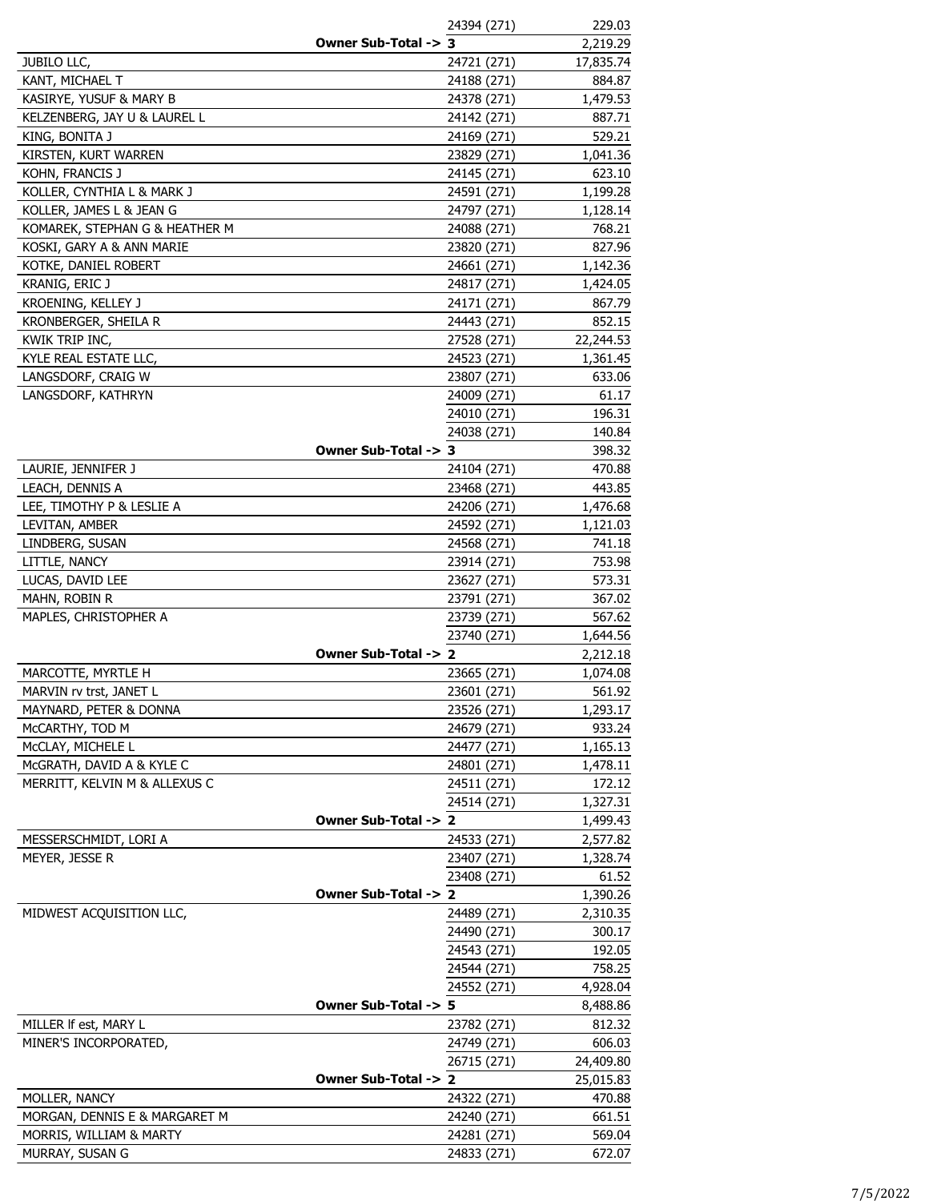| | | | |
|---|---|---|---|
| | | 24394 (271) | 229.03 |
| | **Owner Sub-Total ->** | **3** | 2,219.29 |
| JUBILO LLC, | | 24721 (271) | 17,835.74 |
| KANT, MICHAEL T | | 24188 (271) | 884.87 |
| KASIRYE, YUSUF & MARY B | | 24378 (271) | 1,479.53 |
| KELZENBERG, JAY U & LAUREL L | | 24142 (271) | 887.71 |
| KING, BONITA J | | 24169 (271) | 529.21 |
| KIRSTEN, KURT WARREN | | 23829 (271) | 1,041.36 |
| KOHN, FRANCIS J | | 24145 (271) | 623.10 |
| KOLLER, CYNTHIA L & MARK J | | 24591 (271) | 1,199.28 |
| KOLLER, JAMES L & JEAN G | | 24797 (271) | 1,128.14 |
| KOMAREK, STEPHAN G & HEATHER M | | 24088 (271) | 768.21 |
| KOSKI, GARY A & ANN MARIE | | 23820 (271) | 827.96 |
| KOTKE, DANIEL ROBERT | | 24661 (271) | 1,142.36 |
| KRANIG, ERIC J | | 24817 (271) | 1,424.05 |
| KROENING, KELLEY J | | 24171 (271) | 867.79 |
| KRONBERGER, SHEILA R | | 24443 (271) | 852.15 |
| KWIK TRIP INC, | | 27528 (271) | 22,244.53 |
| KYLE REAL ESTATE LLC, | | 24523 (271) | 1,361.45 |
| LANGSDORF, CRAIG W | | 23807 (271) | 633.06 |
| LANGSDORF, KATHRYN | | 24009 (271) | 61.17 |
| | | 24010 (271) | 196.31 |
| | | 24038 (271) | 140.84 |
| | **Owner Sub-Total ->** | **3** | 398.32 |
| LAURIE, JENNIFER J | | 24104 (271) | 470.88 |
| LEACH, DENNIS A | | 23468 (271) | 443.85 |
| LEE, TIMOTHY P & LESLIE A | | 24206 (271) | 1,476.68 |
| LEVITAN, AMBER | | 24592 (271) | 1,121.03 |
| LINDBERG, SUSAN | | 24568 (271) | 741.18 |
| LITTLE, NANCY | | 23914 (271) | 753.98 |
| LUCAS, DAVID LEE | | 23627 (271) | 573.31 |
| MAHN, ROBIN R | | 23791 (271) | 367.02 |
| MAPLES, CHRISTOPHER A | | 23739 (271) | 567.62 |
| | | 23740 (271) | 1,644.56 |
| | **Owner Sub-Total ->** | **2** | 2,212.18 |
| MARCOTTE, MYRTLE H | | 23665 (271) | 1,074.08 |
| MARVIN rv trst, JANET L | | 23601 (271) | 561.92 |
| MAYNARD, PETER & DONNA | | 23526 (271) | 1,293.17 |
| McCARTHY, TOD M | | 24679 (271) | 933.24 |
| McCLAY, MICHELE L | | 24477 (271) | 1,165.13 |
| McGRATH, DAVID A & KYLE C | | 24801 (271) | 1,478.11 |
| MERRITT, KELVIN M & ALLEXUS C | | 24511 (271) | 172.12 |
| | | 24514 (271) | 1,327.31 |
| | **Owner Sub-Total ->** | **2** | 1,499.43 |
| MESSERSCHMIDT, LORI A | | 24533 (271) | 2,577.82 |
| MEYER, JESSE R | | 23407 (271) | 1,328.74 |
| | | 23408 (271) | 61.52 |
| | **Owner Sub-Total ->** | **2** | 1,390.26 |
| MIDWEST ACQUISITION LLC, | | 24489 (271) | 2,310.35 |
| | | 24490 (271) | 300.17 |
| | | 24543 (271) | 192.05 |
| | | 24544 (271) | 758.25 |
| | | 24552 (271) | 4,928.04 |
| | **Owner Sub-Total ->** | **5** | 8,488.86 |
| MILLER lf est, MARY L | | 23782 (271) | 812.32 |
| MINER'S INCORPORATED, | | 24749 (271) | 606.03 |
| | | 26715 (271) | 24,409.80 |
| | **Owner Sub-Total ->** | **2** | 25,015.83 |
| MOLLER, NANCY | | 24322 (271) | 470.88 |
| MORGAN, DENNIS E & MARGARET M | | 24240 (271) | 661.51 |
| MORRIS, WILLIAM & MARTY | | 24281 (271) | 569.04 |
| MURRAY, SUSAN G | | 24833 (271) | 672.07 |

7/5/2022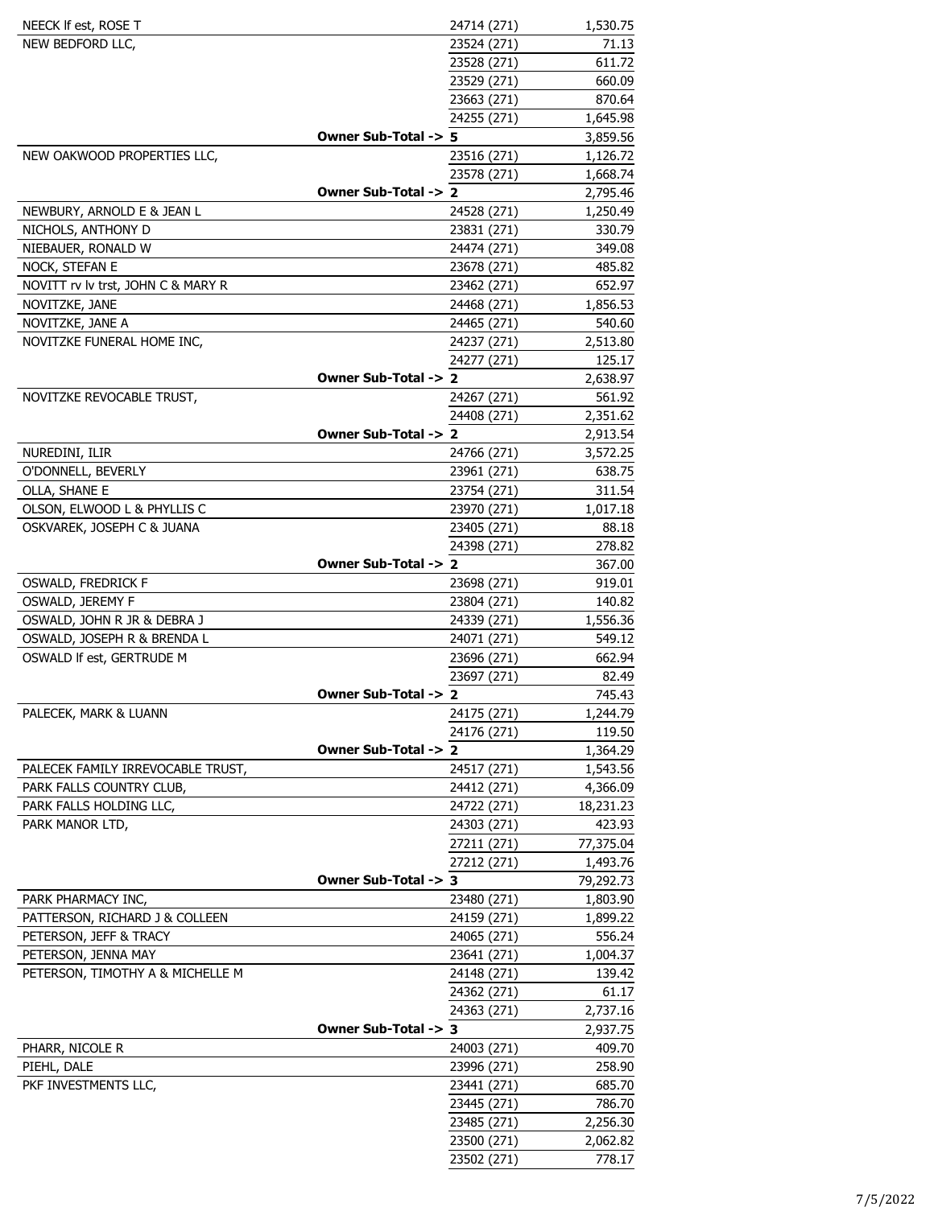| Owner | | Bill | Amount |
|---|---|---|---|
| NEECK lf est, ROSE T | | 24714 (271) | 1,530.75 |
| NEW BEDFORD LLC, | | 23524 (271) | 71.13 |
| | | 23528 (271) | 611.72 |
| | | 23529 (271) | 660.09 |
| | | 23663 (271) | 870.64 |
| | | 24255 (271) | 1,645.98 |
| | **Owner Sub-Total ->** | **5** | 3,859.56 |
| NEW OAKWOOD PROPERTIES LLC, | | 23516 (271) | 1,126.72 |
| | | 23578 (271) | 1,668.74 |
| | **Owner Sub-Total ->** | **2** | 2,795.46 |
| NEWBURY, ARNOLD E & JEAN L | | 24528 (271) | 1,250.49 |
| NICHOLS, ANTHONY D | | 23831 (271) | 330.79 |
| NIEBAUER, RONALD W | | 24474 (271) | 349.08 |
| NOCK, STEFAN E | | 23678 (271) | 485.82 |
| NOVITT rv lv trst, JOHN C & MARY R | | 23462 (271) | 652.97 |
| NOVITZKE, JANE | | 24468 (271) | 1,856.53 |
| NOVITZKE, JANE A | | 24465 (271) | 540.60 |
| NOVITZKE FUNERAL HOME INC, | | 24237 (271) | 2,513.80 |
| | | 24277 (271) | 125.17 |
| | **Owner Sub-Total ->** | **2** | 2,638.97 |
| NOVITZKE REVOCABLE TRUST, | | 24267 (271) | 561.92 |
| | | 24408 (271) | 2,351.62 |
| | **Owner Sub-Total ->** | **2** | 2,913.54 |
| NUREDINI, ILIR | | 24766 (271) | 3,572.25 |
| O'DONNELL, BEVERLY | | 23961 (271) | 638.75 |
| OLLA, SHANE E | | 23754 (271) | 311.54 |
| OLSON, ELWOOD L & PHYLLIS C | | 23970 (271) | 1,017.18 |
| OSKVAREK, JOSEPH C & JUANA | | 23405 (271) | 88.18 |
| | | 24398 (271) | 278.82 |
| | **Owner Sub-Total ->** | **2** | 367.00 |
| OSWALD, FREDRICK F | | 23698 (271) | 919.01 |
| OSWALD, JEREMY F | | 23804 (271) | 140.82 |
| OSWALD, JOHN R JR & DEBRA J | | 24339 (271) | 1,556.36 |
| OSWALD, JOSEPH R & BRENDA L | | 24071 (271) | 549.12 |
| OSWALD lf est, GERTRUDE M | | 23696 (271) | 662.94 |
| | | 23697 (271) | 82.49 |
| | **Owner Sub-Total ->** | **2** | 745.43 |
| PALECEK, MARK & LUANN | | 24175 (271) | 1,244.79 |
| | | 24176 (271) | 119.50 |
| | **Owner Sub-Total ->** | **2** | 1,364.29 |
| PALECEK FAMILY IRREVOCABLE TRUST, | | 24517 (271) | 1,543.56 |
| PARK FALLS COUNTRY CLUB, | | 24412 (271) | 4,366.09 |
| PARK FALLS HOLDING LLC, | | 24722 (271) | 18,231.23 |
| PARK MANOR LTD, | | 24303 (271) | 423.93 |
| | | 27211 (271) | 77,375.04 |
| | | 27212 (271) | 1,493.76 |
| | **Owner Sub-Total ->** | **3** | 79,292.73 |
| PARK PHARMACY INC, | | 23480 (271) | 1,803.90 |
| PATTERSON, RICHARD J & COLLEEN | | 24159 (271) | 1,899.22 |
| PETERSON, JEFF & TRACY | | 24065 (271) | 556.24 |
| PETERSON, JENNA MAY | | 23641 (271) | 1,004.37 |
| PETERSON, TIMOTHY A & MICHELLE M | | 24148 (271) | 139.42 |
| | | 24362 (271) | 61.17 |
| | | 24363 (271) | 2,737.16 |
| | **Owner Sub-Total ->** | **3** | 2,937.75 |
| PHARR, NICOLE R | | 24003 (271) | 409.70 |
| PIEHL, DALE | | 23996 (271) | 258.90 |
| PKF INVESTMENTS LLC, | | 23441 (271) | 685.70 |
| | | 23445 (271) | 786.70 |
| | | 23485 (271) | 2,256.30 |
| | | 23500 (271) | 2,062.82 |
| | | 23502 (271) | 778.17 |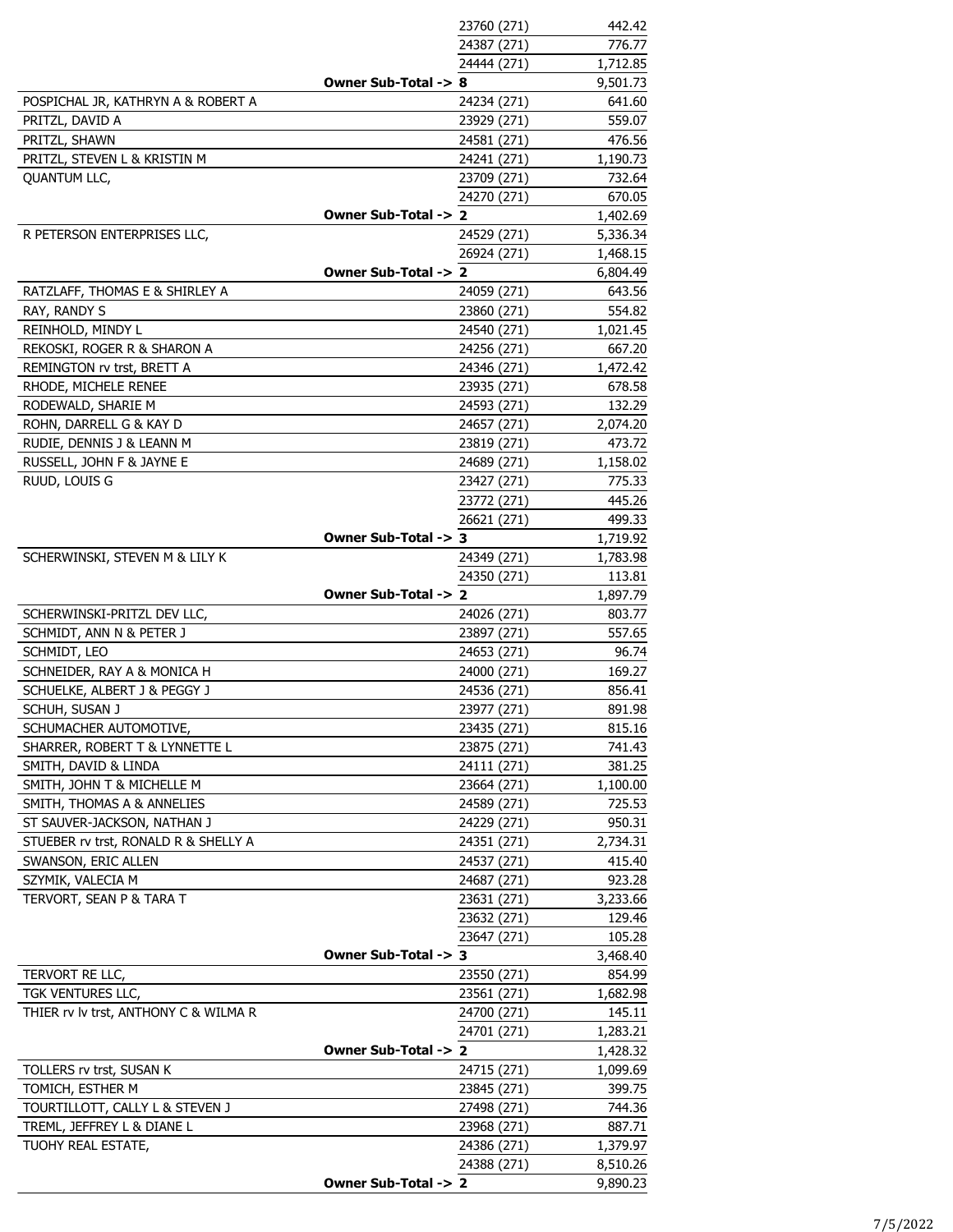| Owner | | Parcel | Amount |
|---|---|---|---|
| | | 23760 (271) | 442.42 |
| | | 24387 (271) | 776.77 |
| | | 24444 (271) | 1,712.85 |
| | **Owner Sub-Total ->** | **8** | 9,501.73 |
| POSPICHAL JR, KATHRYN A & ROBERT A | | 24234 (271) | 641.60 |
| PRITZL, DAVID A | | 23929 (271) | 559.07 |
| PRITZL, SHAWN | | 24581 (271) | 476.56 |
| PRITZL, STEVEN L & KRISTIN M | | 24241 (271) | 1,190.73 |
| QUANTUM LLC, | | 23709 (271) | 732.64 |
| | | 24270 (271) | 670.05 |
| | **Owner Sub-Total ->** | **2** | 1,402.69 |
| R PETERSON ENTERPRISES LLC, | | 24529 (271) | 5,336.34 |
| | | 26924 (271) | 1,468.15 |
| | **Owner Sub-Total ->** | **2** | 6,804.49 |
| RATZLAFF, THOMAS E & SHIRLEY A | | 24059 (271) | 643.56 |
| RAY, RANDY S | | 23860 (271) | 554.82 |
| REINHOLD, MINDY L | | 24540 (271) | 1,021.45 |
| REKOSKI, ROGER R & SHARON A | | 24256 (271) | 667.20 |
| REMINGTON rv trst, BRETT A | | 24346 (271) | 1,472.42 |
| RHODE, MICHELE RENEE | | 23935 (271) | 678.58 |
| RODEWALD, SHARIE M | | 24593 (271) | 132.29 |
| ROHN, DARRELL G & KAY D | | 24657 (271) | 2,074.20 |
| RUDIE, DENNIS J & LEANN M | | 23819 (271) | 473.72 |
| RUSSELL, JOHN F & JAYNE E | | 24689 (271) | 1,158.02 |
| RUUD, LOUIS G | | 23427 (271) | 775.33 |
| | | 23772 (271) | 445.26 |
| | | 26621 (271) | 499.33 |
| | **Owner Sub-Total ->** | **3** | 1,719.92 |
| SCHERWINSKI, STEVEN M & LILY K | | 24349 (271) | 1,783.98 |
| | | 24350 (271) | 113.81 |
| | **Owner Sub-Total ->** | **2** | 1,897.79 |
| SCHERWINSKI-PRITZL DEV LLC, | | 24026 (271) | 803.77 |
| SCHMIDT, ANN N & PETER J | | 23897 (271) | 557.65 |
| SCHMIDT, LEO | | 24653 (271) | 96.74 |
| SCHNEIDER, RAY A & MONICA H | | 24000 (271) | 169.27 |
| SCHUELKE, ALBERT J & PEGGY J | | 24536 (271) | 856.41 |
| SCHUH, SUSAN J | | 23977 (271) | 891.98 |
| SCHUMACHER AUTOMOTIVE, | | 23435 (271) | 815.16 |
| SHARRER, ROBERT T & LYNNETTE L | | 23875 (271) | 741.43 |
| SMITH, DAVID & LINDA | | 24111 (271) | 381.25 |
| SMITH, JOHN T & MICHELLE M | | 23664 (271) | 1,100.00 |
| SMITH, THOMAS A & ANNELIES | | 24589 (271) | 725.53 |
| ST SAUVER-JACKSON, NATHAN J | | 24229 (271) | 950.31 |
| STUEBER rv trst, RONALD R & SHELLY A | | 24351 (271) | 2,734.31 |
| SWANSON, ERIC ALLEN | | 24537 (271) | 415.40 |
| SZYMIK, VALECIA M | | 24687 (271) | 923.28 |
| TERVORT, SEAN P & TARA T | | 23631 (271) | 3,233.66 |
| | | 23632 (271) | 129.46 |
| | | 23647 (271) | 105.28 |
| | **Owner Sub-Total ->** | **3** | 3,468.40 |
| TERVORT RE LLC, | | 23550 (271) | 854.99 |
| TGK VENTURES LLC, | | 23561 (271) | 1,682.98 |
| THIER rv lv trst, ANTHONY C & WILMA R | | 24700 (271) | 145.11 |
| | | 24701 (271) | 1,283.21 |
| | **Owner Sub-Total ->** | **2** | 1,428.32 |
| TOLLERS rv trst, SUSAN K | | 24715 (271) | 1,099.69 |
| TOMICH, ESTHER M | | 23845 (271) | 399.75 |
| TOURTILLOTT, CALLY L & STEVEN J | | 27498 (271) | 744.36 |
| TREML, JEFFREY L & DIANE L | | 23968 (271) | 887.71 |
| TUOHY REAL ESTATE, | | 24386 (271) | 1,379.97 |
| | | 24388 (271) | 8,510.26 |
| | **Owner Sub-Total ->** | **2** | 9,890.23 |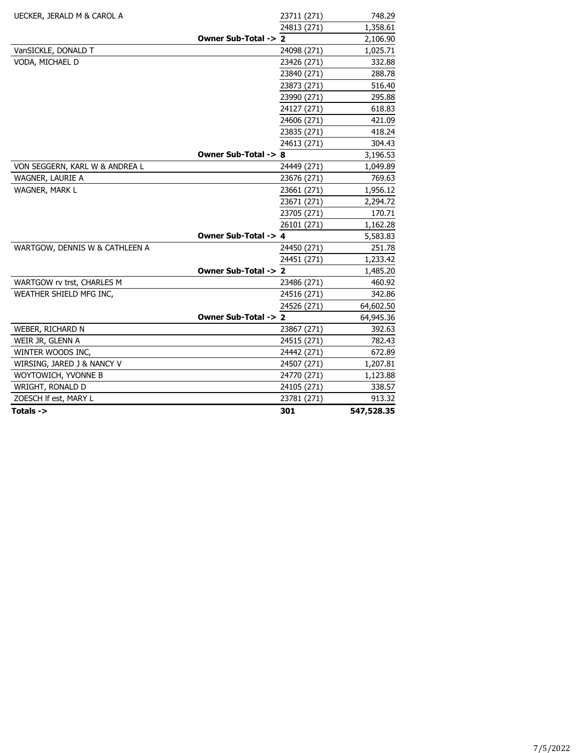| | | | |
|---|---|---|---|
| UECKER, JERALD M & CAROL A | | 23711 (271) | 748.29 |
| | | 24813 (271) | 1,358.61 |
| | **Owner Sub-Total ->** | **2** | 2,106.90 |
| VanSICKLE, DONALD T | | 24098 (271) | 1,025.71 |
| VODA, MICHAEL D | | 23426 (271) | 332.88 |
| | | 23840 (271) | 288.78 |
| | | 23873 (271) | 516.40 |
| | | 23990 (271) | 295.88 |
| | | 24127 (271) | 618.83 |
| | | 24606 (271) | 421.09 |
| | | 23835 (271) | 418.24 |
| | | 24613 (271) | 304.43 |
| | **Owner Sub-Total ->** | **8** | 3,196.53 |
| VON SEGGERN, KARL W & ANDREA L | | 24449 (271) | 1,049.89 |
| WAGNER, LAURIE A | | 23676 (271) | 769.63 |
| WAGNER, MARK L | | 23661 (271) | 1,956.12 |
| | | 23671 (271) | 2,294.72 |
| | | 23705 (271) | 170.71 |
| | | 26101 (271) | 1,162.28 |
| | **Owner Sub-Total ->** | **4** | 5,583.83 |
| WARTGOW, DENNIS W & CATHLEEN A | | 24450 (271) | 251.78 |
| | | 24451 (271) | 1,233.42 |
| | **Owner Sub-Total ->** | **2** | 1,485.20 |
| WARTGOW rv trst, CHARLES M | | 23486 (271) | 460.92 |
| WEATHER SHIELD MFG INC, | | 24516 (271) | 342.86 |
| | | 24526 (271) | 64,602.50 |
| | **Owner Sub-Total ->** | **2** | 64,945.36 |
| WEBER, RICHARD N | | 23867 (271) | 392.63 |
| WEIR JR, GLENN A | | 24515 (271) | 782.43 |
| WINTER WOODS INC, | | 24442 (271) | 672.89 |
| WIRSING, JARED J & NANCY V | | 24507 (271) | 1,207.81 |
| WOYTOWICH, YVONNE B | | 24770 (271) | 1,123.88 |
| WRIGHT, RONALD D | | 24105 (271) | 338.57 |
| ZOESCH lf est, MARY L | | 23781 (271) | 913.32 |
| **Totals ->** | | **301** | **547,528.35** |

7/5/2022